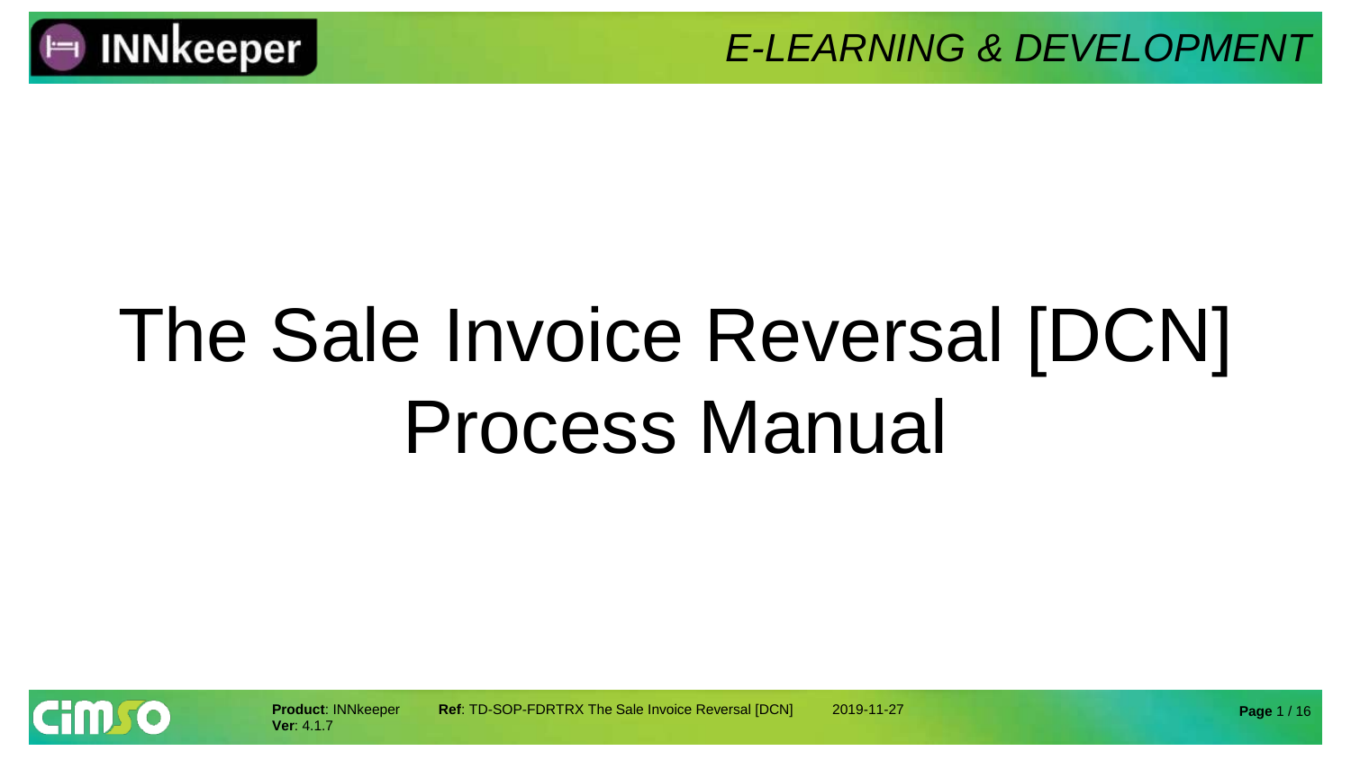# The Sale Invoice Reversal [DCN] Process Manual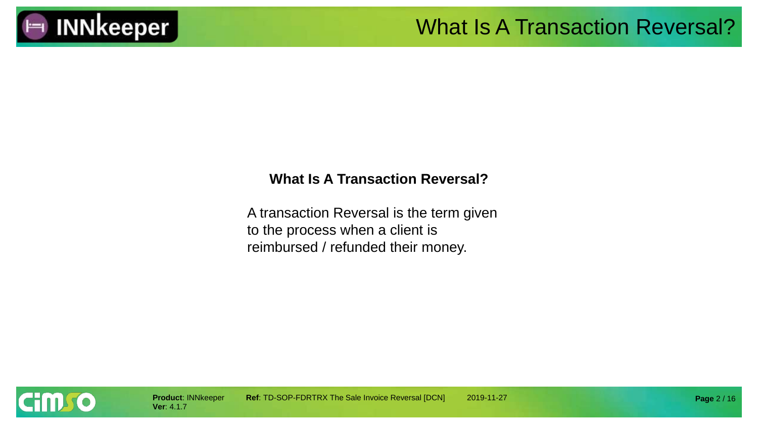# What Is A Transaction Reversal?

**What Is A Transaction Reversal?**

A transaction Reversal is the term given to the process when a client is reimbursed / refunded their money.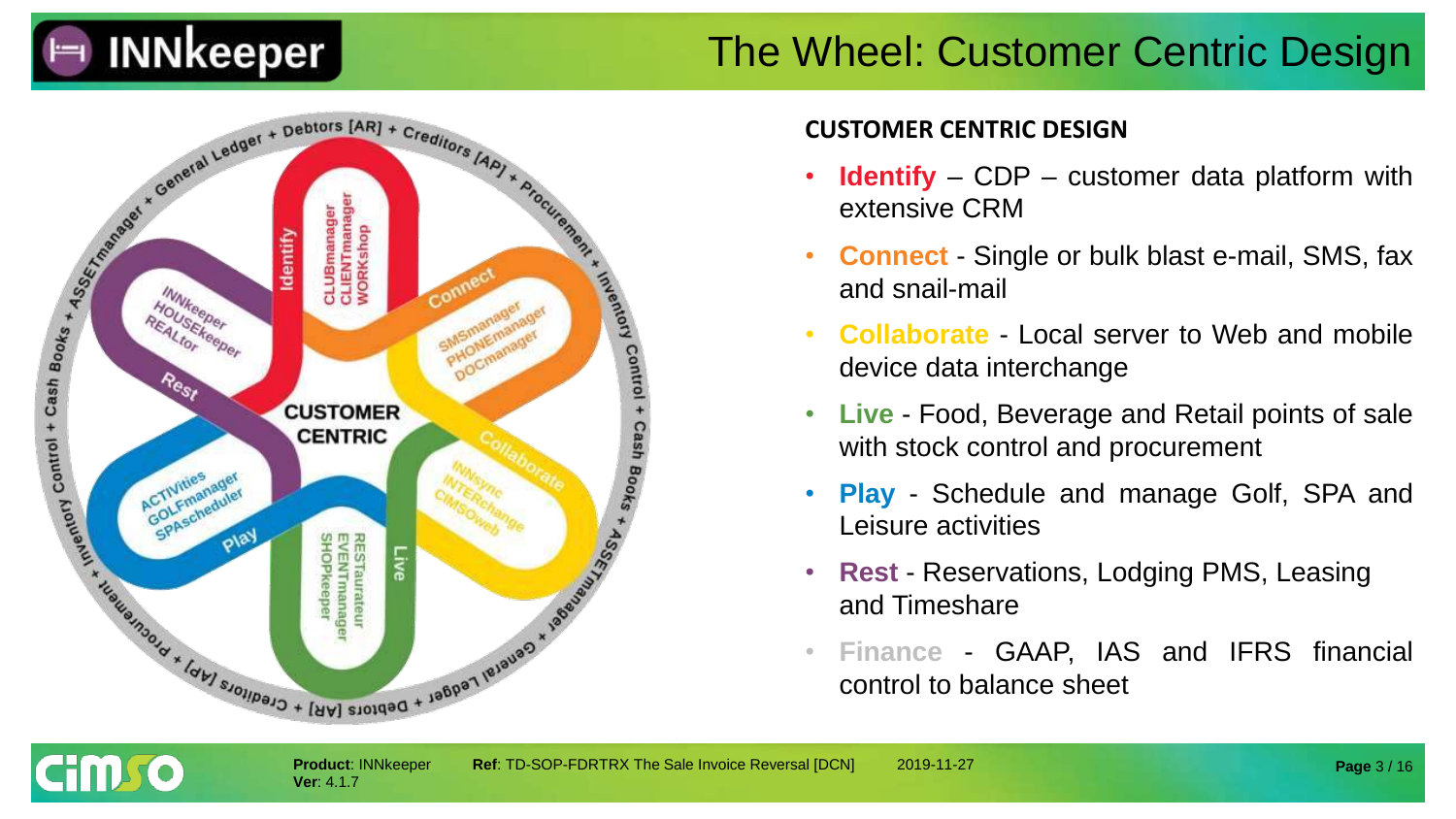# The Wheel: Customer Centric Design

## CUSTOMER CENTRIC DESIGN

- **Identify** – CDP – customer data platform with extensive CRM
- **Connect** - Single or bulk blast e-mail, SMS, fax and snail-mail
- **Collaborate** - Local server to Web and mobile device data interchange
- **Live** - Food, Beverage and Retail points of sale with stock control and procurement
- **Play** - Schedule and manage Golf, SPA and Leisure activities
- **Rest** - Reservations, Lodging PMS, Leasing and Timeshare
- **Finance** - GAAP, IAS and IFRS financial control to balance sheet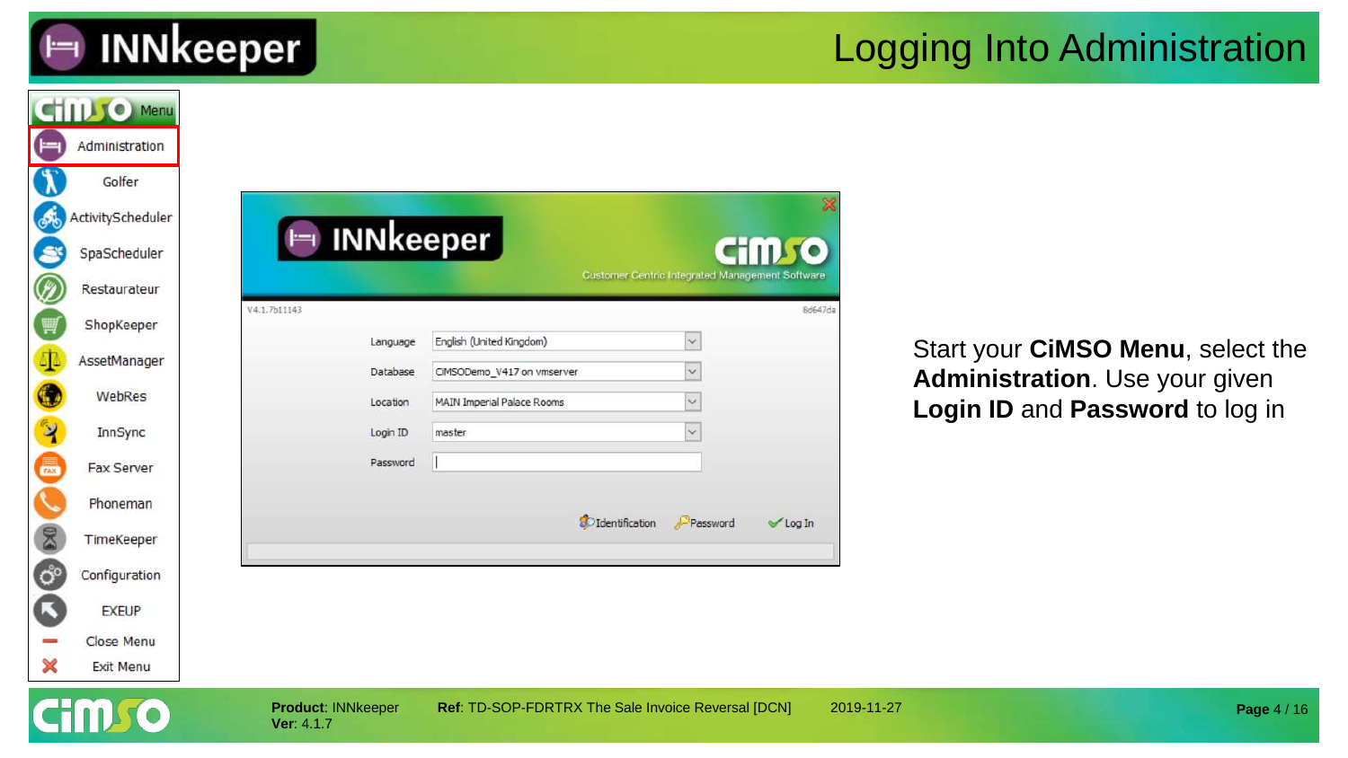# Logging Into Administration

Start your **CiMSO Menu**, select the **Administration**. Use your given **Login ID** and **Password** to log in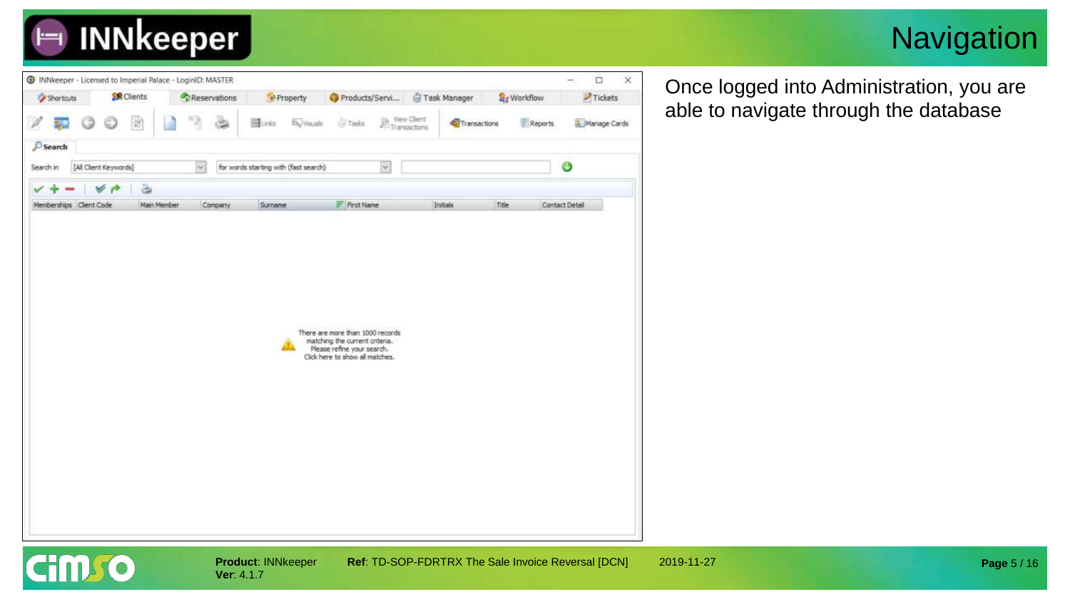# Navigation

Once logged into Administration, you are able to navigate through the database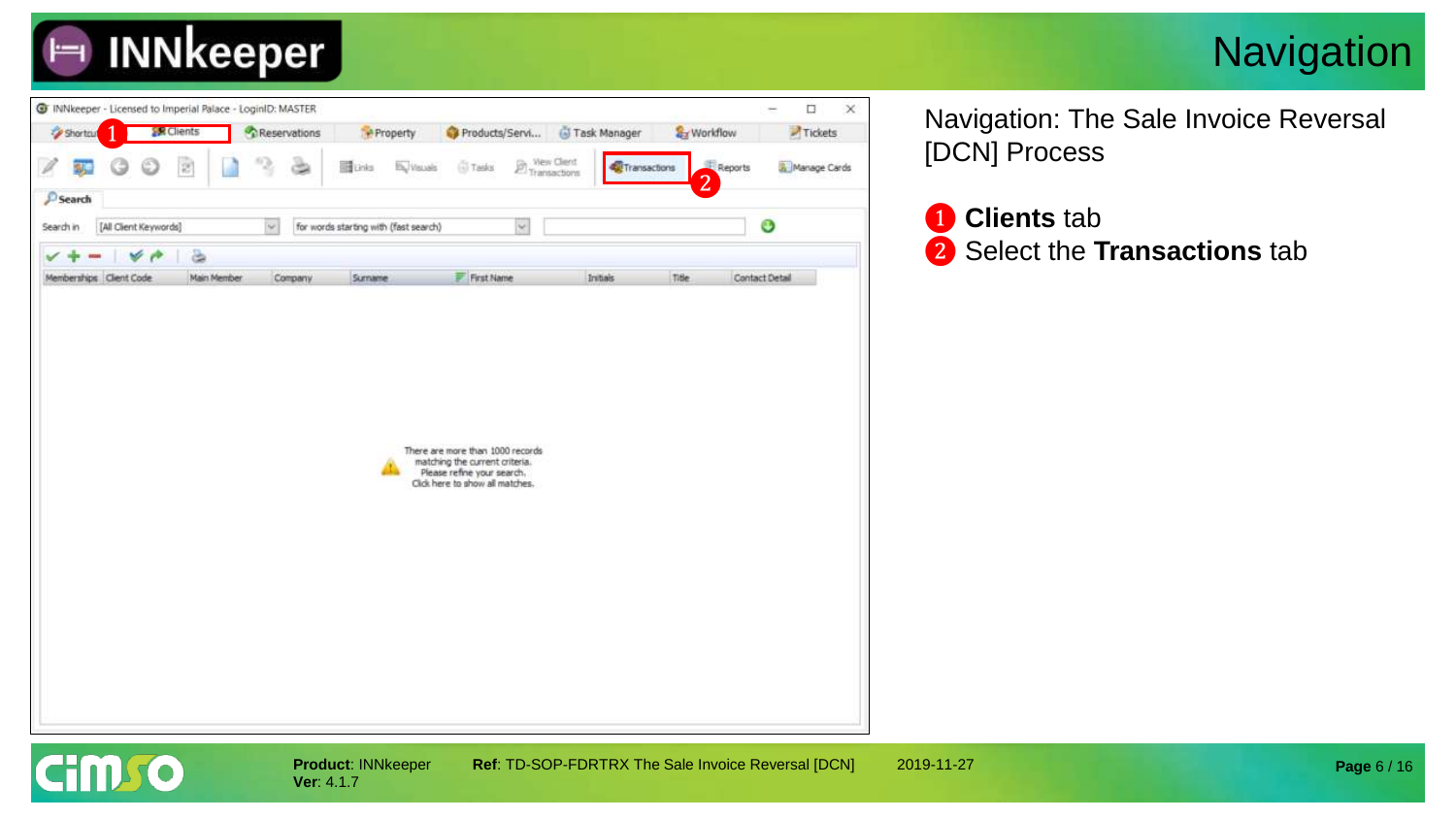# Navigation

Navigation: The Sale Invoice Reversal [DCN] Process

1. **Clients** tab
2. Select the **Transactions** tab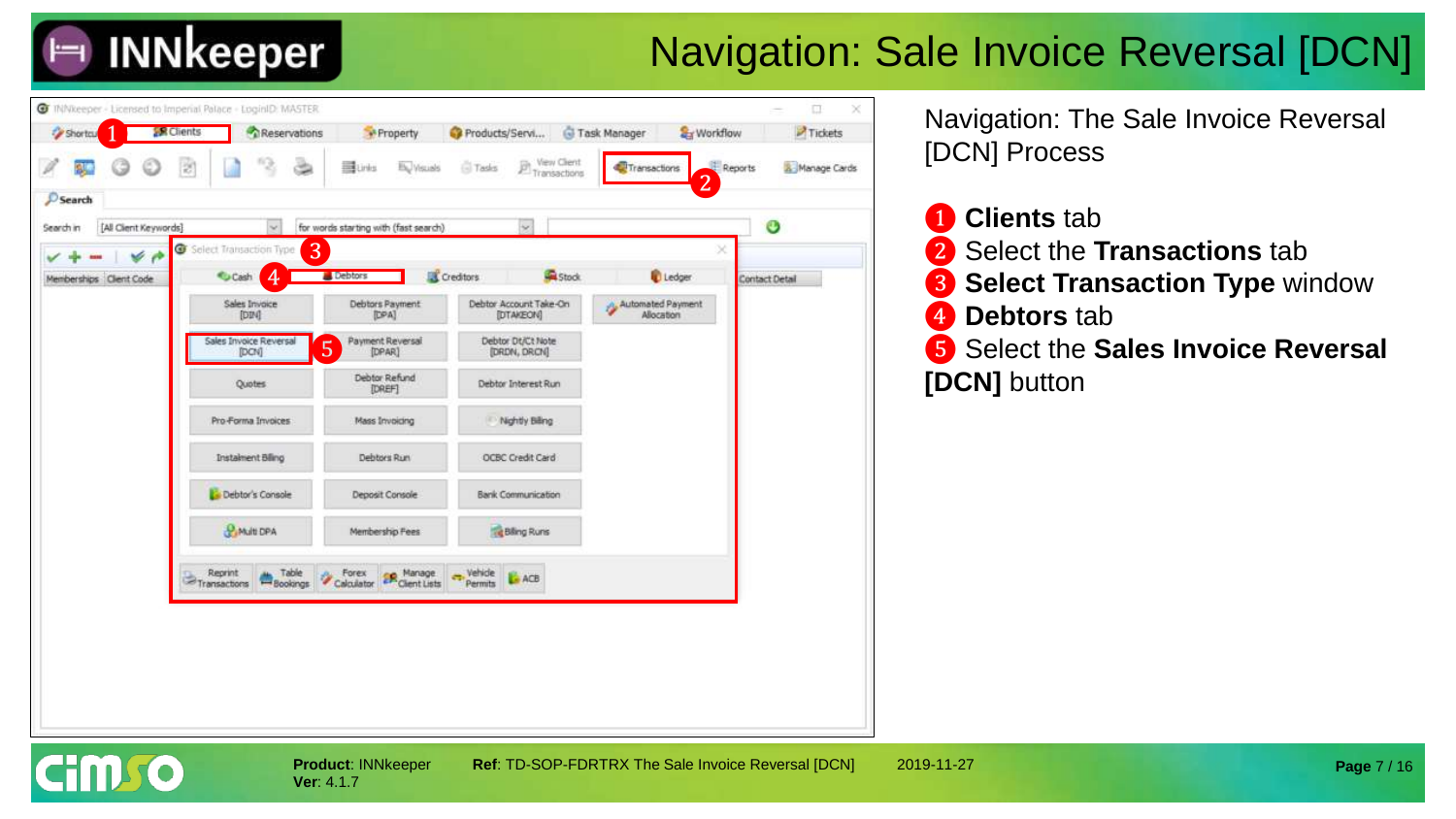# Navigation: Sale Invoice Reversal [DCN]

Navigation: The Sale Invoice Reversal [DCN] Process

1. **Clients** tab
2. Select the **Transactions** tab
3. **Select Transaction Type** window
4. **Debtors** tab
5. Select the **Sales Invoice Reversal [DCN]** button

**Product**: INNkeeper
**Ver**: 4.1.7

**Ref**: TD-SOP-FDRTRX The Sale Invoice Reversal [DCN]

2019-11-27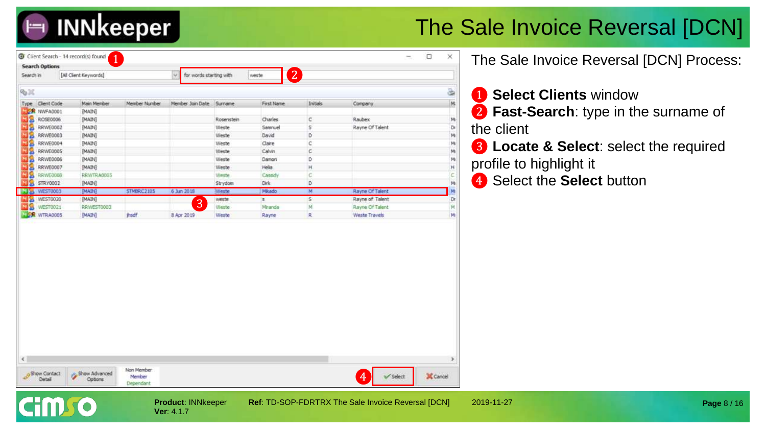# The Sale Invoice Reversal [DCN]

The Sale Invoice Reversal [DCN] Process:

1. **Select Clients** window
2. **Fast-Search**: type in the surname of the client
3. **Locate & Select**: select the required profile to highlight it
4. Select the **Select** button

| Type | Client Code | Main Member | Member Number | Member Join Date | Surname | First Name | Initials | Company |
|---|---|---|---|---|---|---|---|---|
| | NWFA0001 | [MAIN] | | | | | | |
| | ROSE0006 | [MAIN] | | | Rosenstein | Charles | C | Raubex |
| | RRWE0002 | [MAIN] | | | Weste | Samnuel | S | Rayne Of Talent |
| | RRWE0003 | [MAIN] | | | Weste | David | D | |
| | RRWE0004 | [MAIN] | | | Weste | Claire | C | |
| | RRWE0005 | [MAIN] | | | Weste | Calvin | C | |
| | RRWE0006 | [MAIN] | | | Weste | Damon | D | |
| | RRWE0007 | [MAIN] | | | Weste | Helia | H | |
| | RRWE0008 | RRWTRA0005 | | | Weste | Cassidy | C | |
| | STRY0002 | [MAIN] | | | Strydom | Dirk | D | |
| | WEST0003 | [MAIN] | STMBRC2105 | 6 Jun 2018 | Weste | Mikado | M | Rayne Of Talent |
| | WEST0020 | [MAIN] | | | weste | s | S | Rayne of Talent |
| | WEST0021 | RRWEST0003 | | | Weste | Miranda | M | Rayne Of Talent |
| | WTRA0005 | [MAIN] | jhsdf | 8 Apr 2019 | Weste | Rayne | R | Weste Travels |

**Product**: INNkeeper **Ver**: 4.1.7 **Ref**: TD-SOP-FDRTRX The Sale Invoice Reversal [DCN] 2019-11-27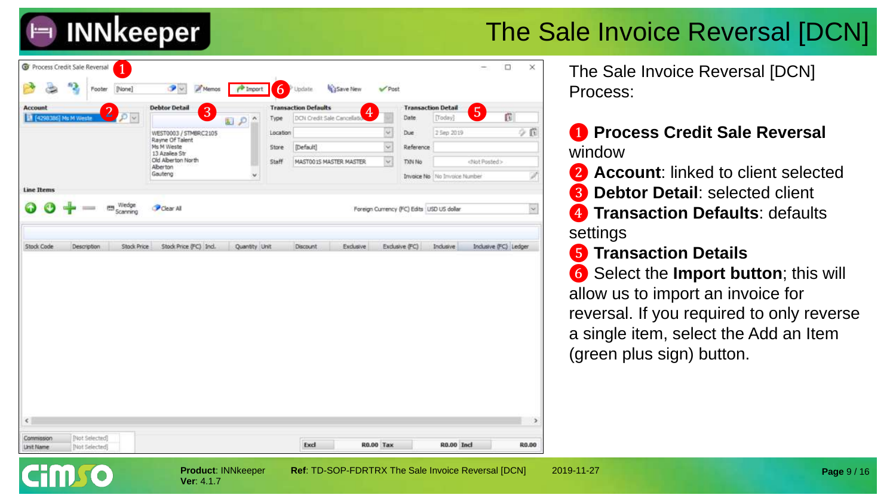# The Sale Invoice Reversal [DCN]

The Sale Invoice Reversal [DCN] Process:

1. **Process Credit Sale Reversal** window
2. **Account**: linked to client selected
3. **Debtor Detail**: selected client
4. **Transaction Defaults**: defaults settings
5. **Transaction Details**
6. Select the **Import button**; this will allow us to import an invoice for reversal. If you required to only reverse a single item, select the Add an Item (green plus sign) button.

**Product**: INNkeeper **Ver**: 4.1.7 **Ref**: TD-SOP-FDRTRX The Sale Invoice Reversal [DCN] 2019-11-27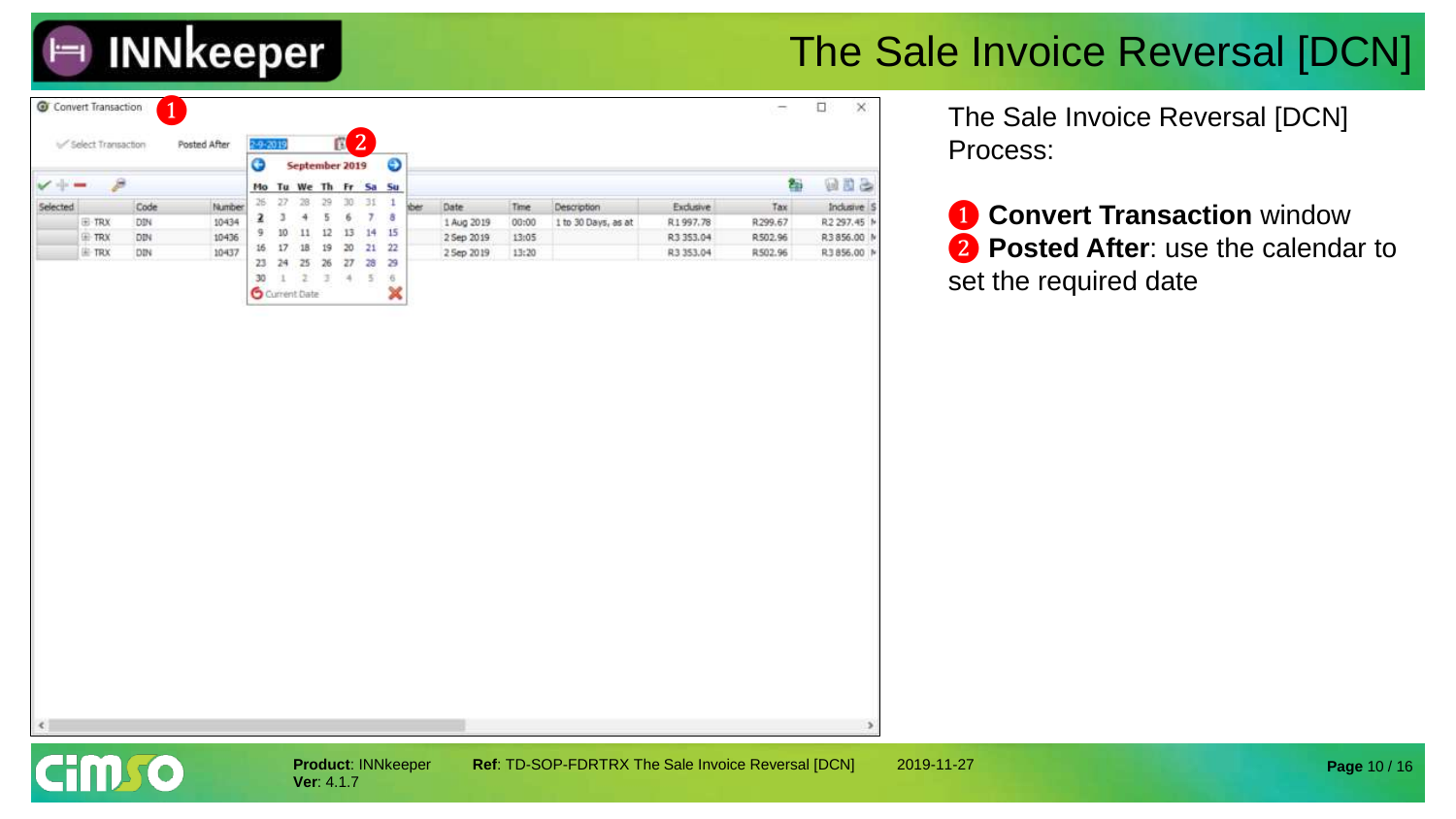# The Sale Invoice Reversal [DCN]

The Sale Invoice Reversal [DCN] Process:

1. **Convert Transaction** window
2. **Posted After**: use the calendar to set the required date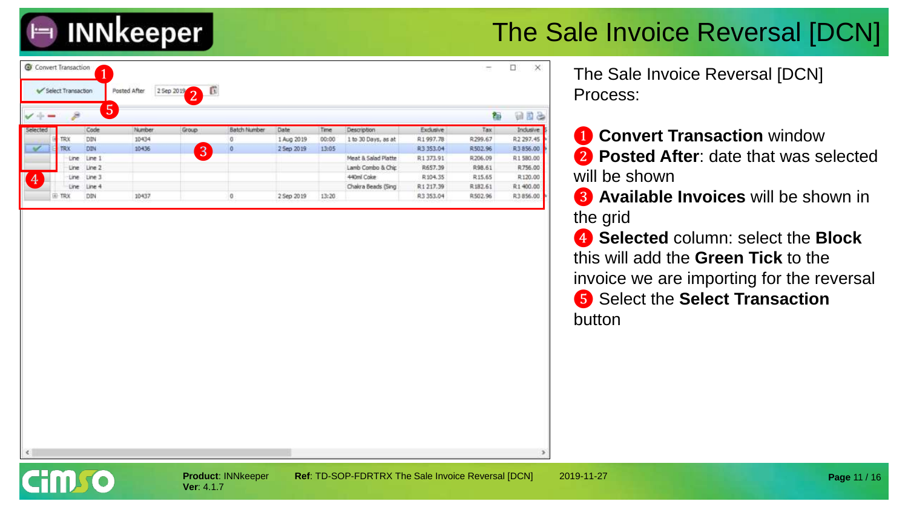# The Sale Invoice Reversal [DCN]

Convert Transaction

Select Transaction | Posted After | 2 Sep 2019

| Selected | | Code | Number | Group | Batch Number | Date | Time | Description | Exclusive | Tax | Inclusive |
|---|---|---|---|---|---|---|---|---|---|---|---|
| | TRX | DIN | 10434 | | 0 | 1 Aug 2019 | 00:00 | 1 to 30 Days, as at | R1 997.78 | R299.67 | R2 297.45 |
| ✔ | TRX | DIN | 10436 | | 0 | 2 Sep 2019 | 13:05 | | R3 353.04 | R502.96 | R3 856.00 |
| | Line | Line 1 | | | | | | Meat & Salad Platte | R1 373.91 | R206.09 | R1 580.00 |
| | Line | Line 2 | | | | | | Lamb Combo & Chip | R657.39 | R98.61 | R756.00 |
| | Line | Line 3 | | | | | | 440ml Coke | R104.35 | R15.65 | R120.00 |
| | Line | Line 4 | | | | | | Chakra Beads (Sing | R1 217.39 | R182.61 | R1 400.00 |
| | TRX | DIN | 10437 | | 0 | 2 Sep 2019 | 13:20 | | R3 353.04 | R502.96 | R3 856.00 |

The Sale Invoice Reversal [DCN] Process:

1. **Convert Transaction** window
2. **Posted After**: date that was selected will be shown
3. **Available Invoices** will be shown in the grid
4. **Selected** column: select the **Block** this will add the **Green Tick** to the invoice we are importing for the reversal
5. Select the **Select Transaction** button

**Product**: INNkeeper
**Ver**: 4.1.7

**Ref**: TD-SOP-FDRTRX The Sale Invoice Reversal [DCN]

2019-11-27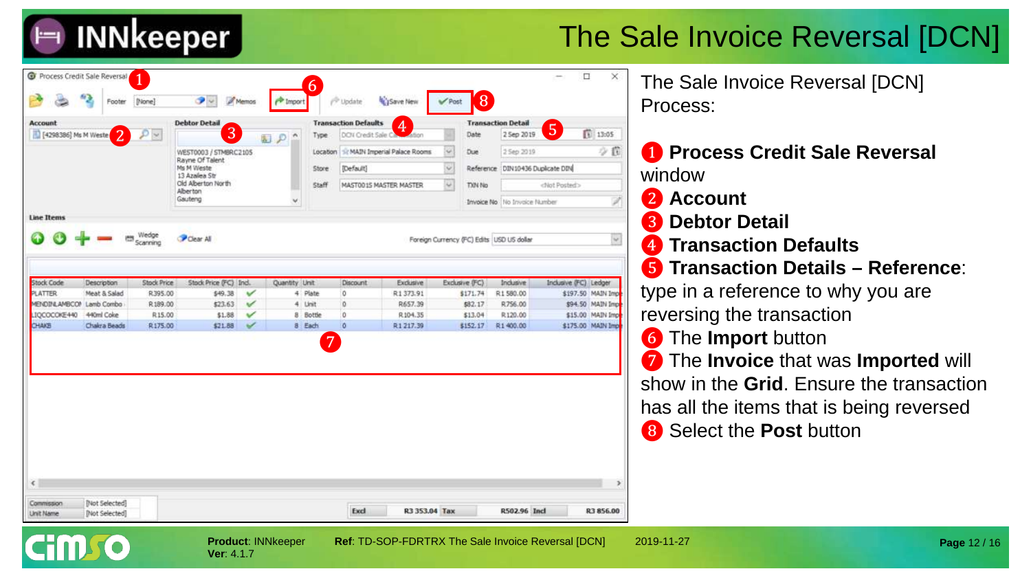# The Sale Invoice Reversal [DCN]

The Sale Invoice Reversal [DCN] Process:

1. **Process Credit Sale Reversal** window
2. **Account**
3. **Debtor Detail**
4. **Transaction Defaults**
5. **Transaction Details – Reference**: type in a reference to why you are reversing the transaction
6. The **Import** button
7. The **Invoice** that was **Imported** will show in the **Grid**. Ensure the transaction has all the items that is being reversed
8. Select the **Post** button

**Product**: INNkeeper
**Ver**: 4.1.7

**Ref**: TD-SOP-FDRTRX The Sale Invoice Reversal [DCN]

2019-11-27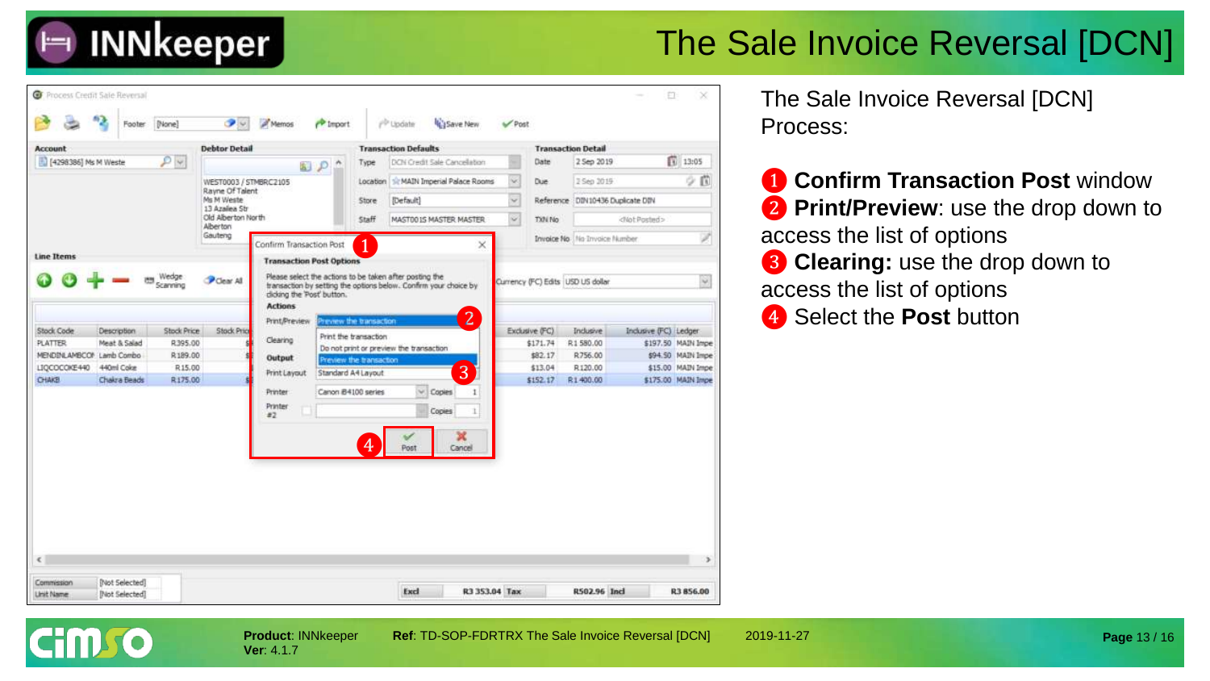# The Sale Invoice Reversal [DCN]

The Sale Invoice Reversal [DCN] Process:

1. **Confirm Transaction Post** window
2. **Print/Preview**: use the drop down to access the list of options
3. **Clearing:** use the drop down to access the list of options
4. Select the **Post** button

**Product**: INNkeeper
**Ver**: 4.1.7

**Ref**: TD-SOP-FDRTRX The Sale Invoice Reversal [DCN]

2019-11-27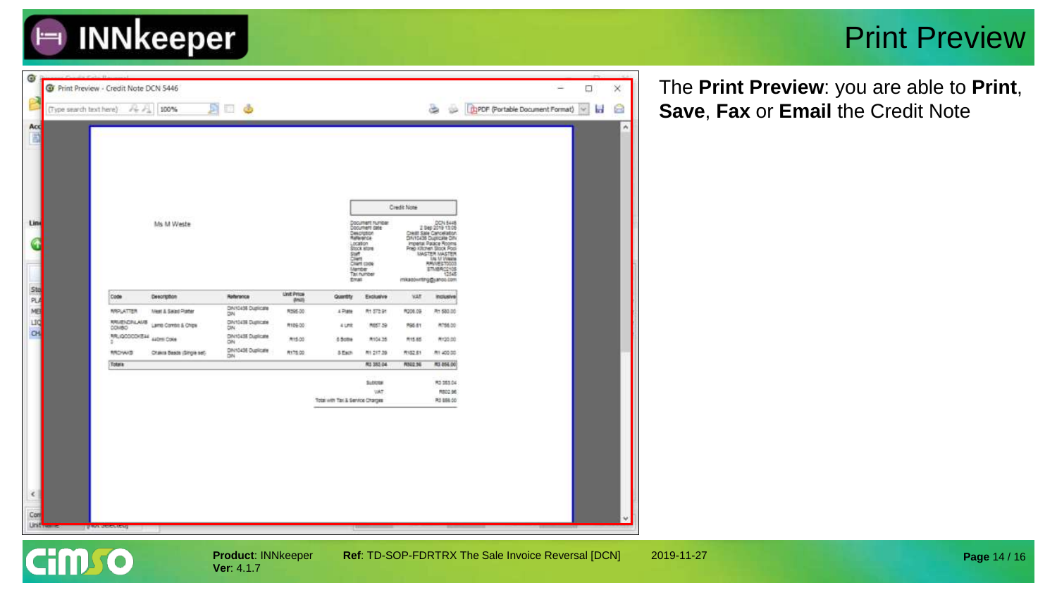# Print Preview

The **Print Preview**: you are able to **Print**, **Save**, **Fax** or **Email** the Credit Note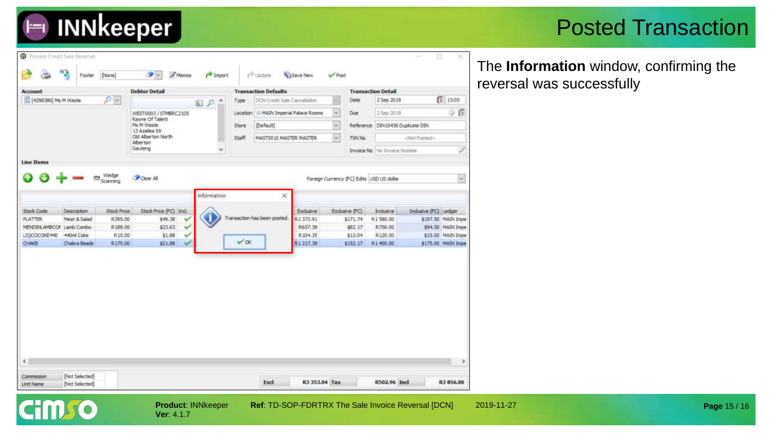# Posted Transaction

Process Credit Sale Reversal

Footer [None] | Memos | Import | Update | Save New | Post

**Account**
[4298386] Ms M Weste

**Debtor Detail**
WEST0003 / STMBRC2105
Rayne Of Talent
Ms M Weste
13 Azalea Str
Old Alberton North
Alberton
Gauteng

**Transaction Defaults**
Type: DCN Credit Sale Cancellation
Location: MAIN Imperial Palace Rooms
Store: [Default]
Staff: MAST001S MASTER MASTER

**Transaction Detail**
Date: 2 Sep 2019 13:05
Due: 2 Sep 2019
Reference: DIN10436 Duplicate DIN
TXN No: <Not Posted>
Invoice No: No Invoice Number

**Line Items**

Wedge Scanning | Clear All | Foreign Currency (FC) Edits: USD US dollar

| Stock Code | Description | Stock Price | Stock Price (FC) | Incl. | Exclusive | Exclusive (FC) | Inclusive | Inclusive (FC) | Ledger |
|---|---|---|---|---|---|---|---|---|---|
| PLATTER | Meat & Salad | R395.00 | $49.38 | ✔ | R1 373.91 | $171.74 | R1 580.00 | $197.50 | MAIN Impe |
| MENDINLAMBCO | Lamb Combo | R189.00 | $23.63 | ✔ | R657.39 | $82.17 | R756.00 | $94.50 | MAIN Impe |
| LIQCOCOKE440 | 440ml Coke | R15.00 | $1.88 | ✔ | R104.35 | $13.04 | R120.00 | $15.00 | MAIN Impe |
| CHAKB | Chakra Beads | R175.00 | $21.88 | ✔ | R1 217.39 | $152.17 | R1 400.00 | $175.00 | MAIN Impe |

**Information**
Transaction has been posted.
OK

Commission: [Not Selected]
Unit Name: [Not Selected]

Excl R3 353.04 | Tax R502.96 | Incl R3 856.00

The **Information** window, confirming the reversal was successfully

**Product**: INNkeeper
**Ver**: 4.1.7

**Ref**: TD-SOP-FDRTRX The Sale Invoice Reversal [DCN]

2019-11-27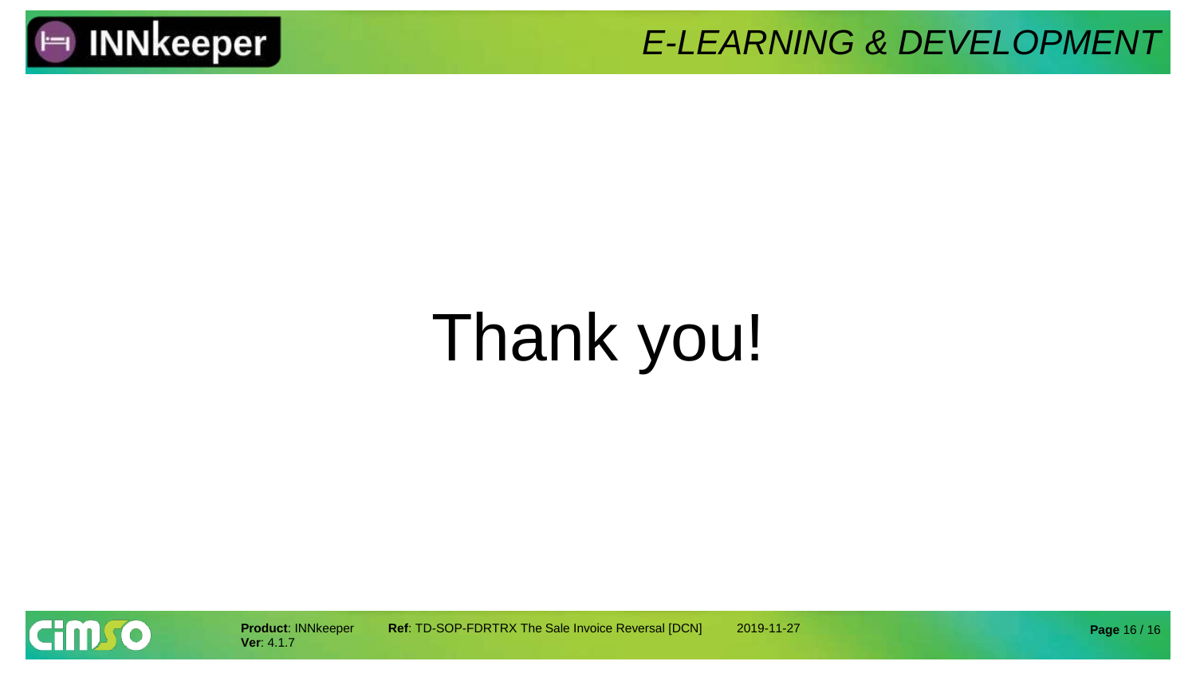# Thank you!